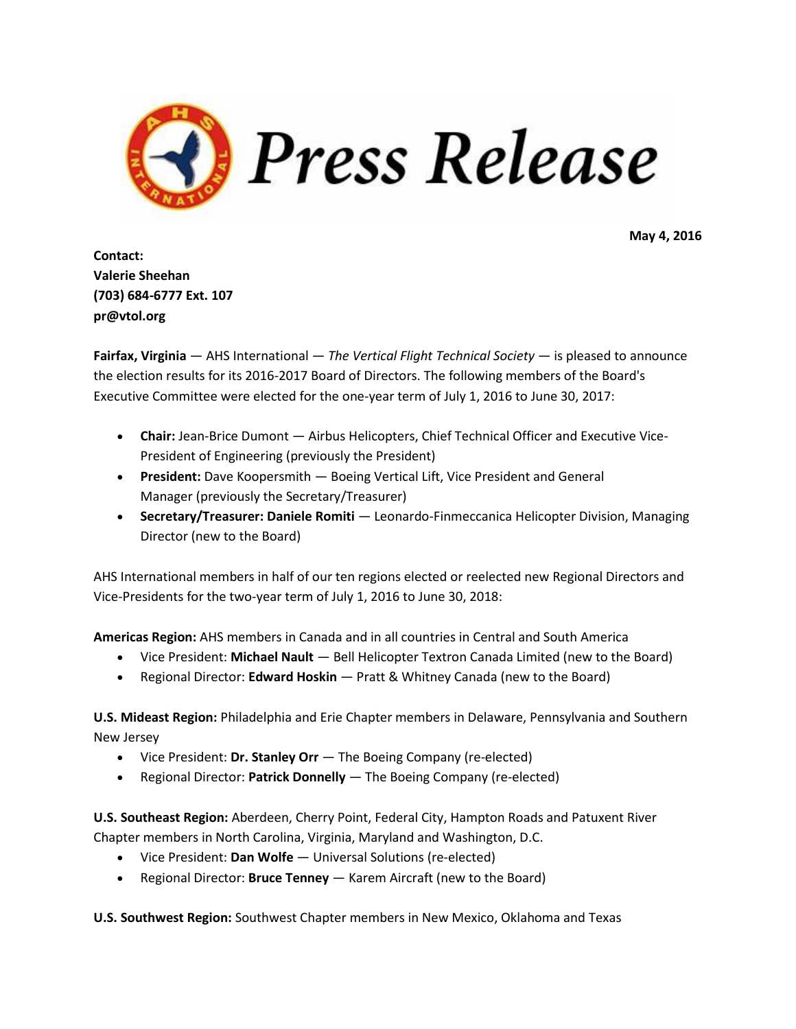# Press Release

**May 4, 2016**

**Contact:**
**Valerie Sheehan**
**(703) 684-6777 Ext. 107**
**pr@vtol.org**

**Fairfax, Virginia** — AHS International — *The Vertical Flight Technical Society* — is pleased to announce the election results for its 2016-2017 Board of Directors. The following members of the Board's Executive Committee were elected for the one-year term of July 1, 2016 to June 30, 2017:

- **Chair:** Jean-Brice Dumont — Airbus Helicopters, Chief Technical Officer and Executive Vice-President of Engineering (previously the President)
- **President:** Dave Koopersmith — Boeing Vertical Lift, Vice President and General Manager (previously the Secretary/Treasurer)
- **Secretary/Treasurer: Daniele Romiti** — Leonardo-Finmeccanica Helicopter Division, Managing Director (new to the Board)

AHS International members in half of our ten regions elected or reelected new Regional Directors and Vice-Presidents for the two-year term of July 1, 2016 to June 30, 2018:

**Americas Region:** AHS members in Canada and in all countries in Central and South America

- Vice President: **Michael Nault** — Bell Helicopter Textron Canada Limited (new to the Board)
- Regional Director: **Edward Hoskin** — Pratt & Whitney Canada (new to the Board)

**U.S. Mideast Region:** Philadelphia and Erie Chapter members in Delaware, Pennsylvania and Southern New Jersey

- Vice President: **Dr. Stanley Orr** — The Boeing Company (re-elected)
- Regional Director: **Patrick Donnelly** — The Boeing Company (re-elected)

**U.S. Southeast Region:** Aberdeen, Cherry Point, Federal City, Hampton Roads and Patuxent River Chapter members in North Carolina, Virginia, Maryland and Washington, D.C.

- Vice President: **Dan Wolfe** — Universal Solutions (re-elected)
- Regional Director: **Bruce Tenney** — Karem Aircraft (new to the Board)

**U.S. Southwest Region:** Southwest Chapter members in New Mexico, Oklahoma and Texas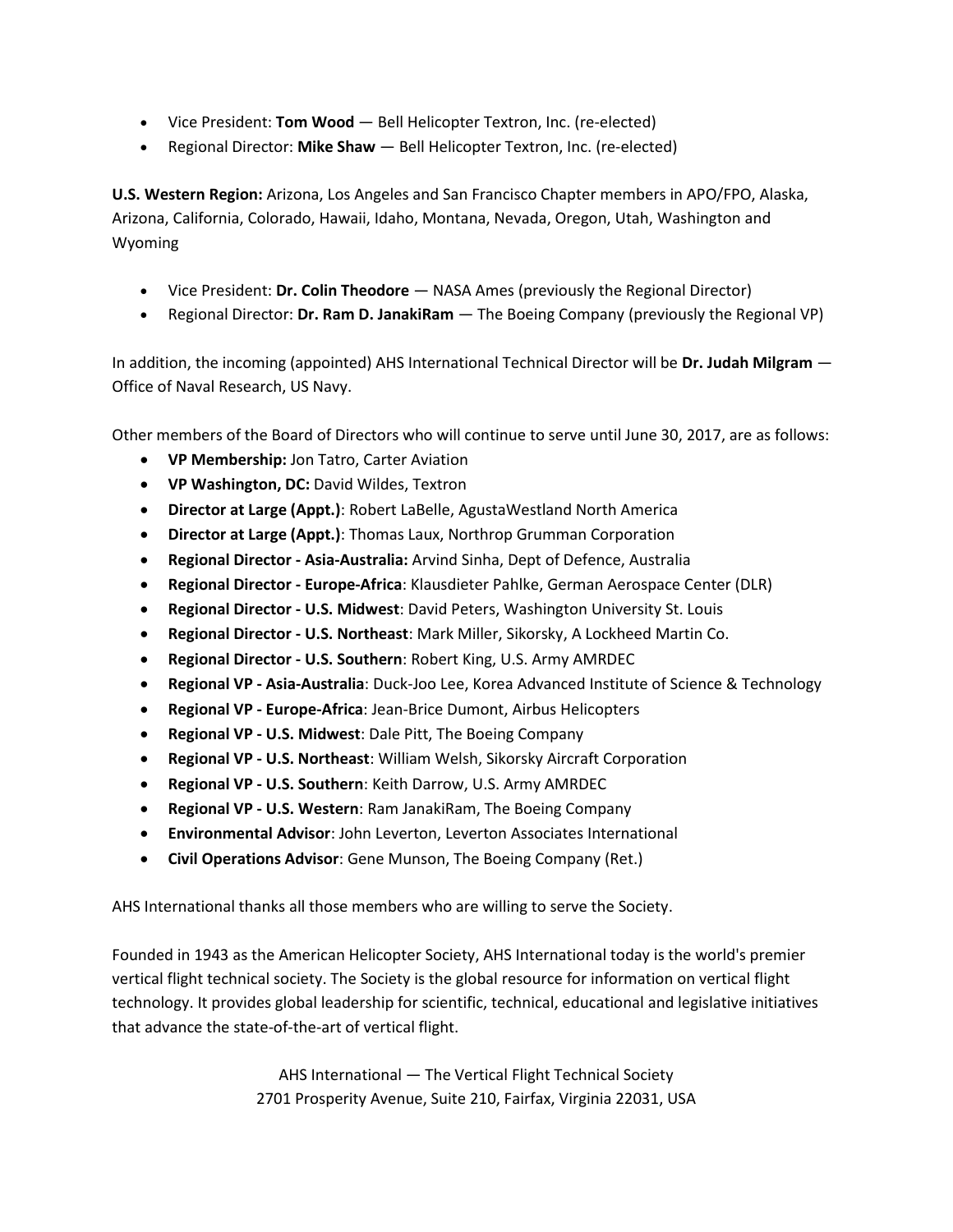- Vice President: **Tom Wood** — Bell Helicopter Textron, Inc. (re-elected)
- Regional Director: **Mike Shaw** — Bell Helicopter Textron, Inc. (re-elected)

**U.S. Western Region:** Arizona, Los Angeles and San Francisco Chapter members in APO/FPO, Alaska, Arizona, California, Colorado, Hawaii, Idaho, Montana, Nevada, Oregon, Utah, Washington and Wyoming

- Vice President: **Dr. Colin Theodore** — NASA Ames (previously the Regional Director)
- Regional Director: **Dr. Ram D. JanakiRam** — The Boeing Company (previously the Regional VP)

In addition, the incoming (appointed) AHS International Technical Director will be **Dr. Judah Milgram** — Office of Naval Research, US Navy.

Other members of the Board of Directors who will continue to serve until June 30, 2017, are as follows:

- **VP Membership:** Jon Tatro, Carter Aviation
- **VP Washington, DC:** David Wildes, Textron
- **Director at Large (Appt.)**: Robert LaBelle, AgustaWestland North America
- **Director at Large (Appt.)**: Thomas Laux, Northrop Grumman Corporation
- **Regional Director - Asia-Australia:** Arvind Sinha, Dept of Defence, Australia
- **Regional Director - Europe-Africa**: Klausdieter Pahlke, German Aerospace Center (DLR)
- **Regional Director - U.S. Midwest**: David Peters, Washington University St. Louis
- **Regional Director - U.S. Northeast**: Mark Miller, Sikorsky, A Lockheed Martin Co.
- **Regional Director - U.S. Southern**: Robert King, U.S. Army AMRDEC
- **Regional VP - Asia-Australia**: Duck-Joo Lee, Korea Advanced Institute of Science & Technology
- **Regional VP - Europe-Africa**: Jean-Brice Dumont, Airbus Helicopters
- **Regional VP - U.S. Midwest**: Dale Pitt, The Boeing Company
- **Regional VP - U.S. Northeast**: William Welsh, Sikorsky Aircraft Corporation
- **Regional VP - U.S. Southern**: Keith Darrow, U.S. Army AMRDEC
- **Regional VP - U.S. Western**: Ram JanakiRam, The Boeing Company
- **Environmental Advisor**: John Leverton, Leverton Associates International
- **Civil Operations Advisor**: Gene Munson, The Boeing Company (Ret.)

AHS International thanks all those members who are willing to serve the Society.

Founded in 1943 as the American Helicopter Society, AHS International today is the world's premier vertical flight technical society. The Society is the global resource for information on vertical flight technology. It provides global leadership for scientific, technical, educational and legislative initiatives that advance the state-of-the-art of vertical flight.

AHS International — The Vertical Flight Technical Society
2701 Prosperity Avenue, Suite 210, Fairfax, Virginia 22031, USA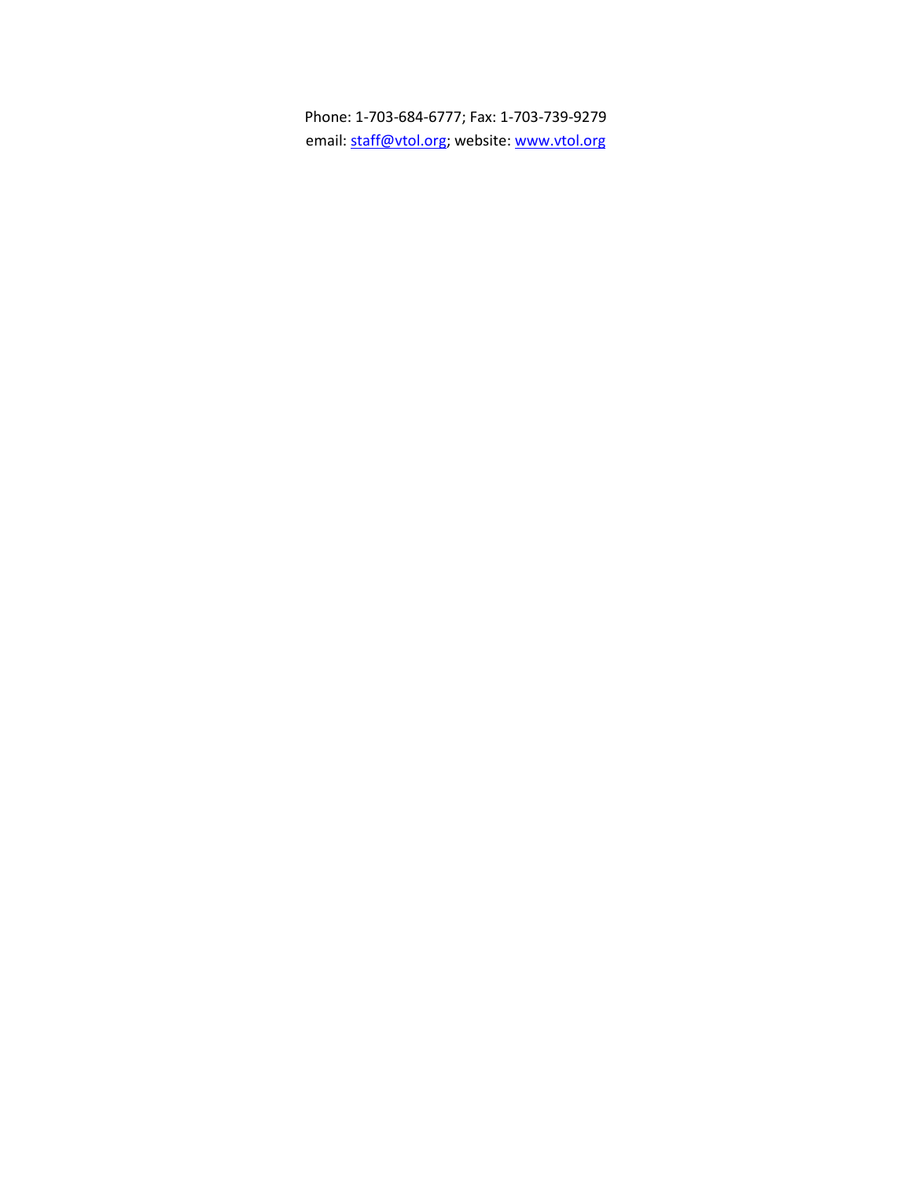Phone: 1-703-684-6777; Fax: 1-703-739-9279
email: [staff@vtol.org](mailto:staff@vtol.org); website: [www.vtol.org](http://www.vtol.org)